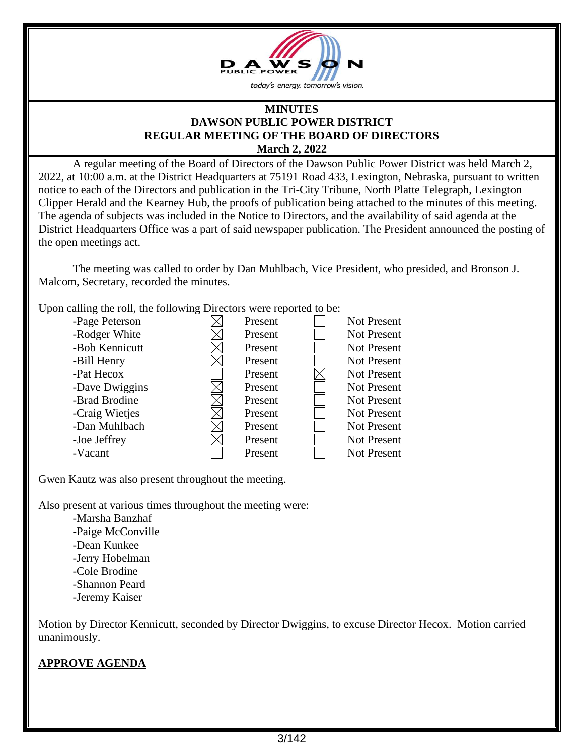**MINUTES**
**DAWSON PUBLIC POWER DISTRICT**
**REGULAR MEETING OF THE BOARD OF DIRECTORS**
**March 2, 2022**

A regular meeting of the Board of Directors of the Dawson Public Power District was held March 2, 2022, at 10:00 a.m. at the District Headquarters at 75191 Road 433, Lexington, Nebraska, pursuant to written notice to each of the Directors and publication in the Tri-City Tribune, North Platte Telegraph, Lexington Clipper Herald and the Kearney Hub, the proofs of publication being attached to the minutes of this meeting. The agenda of subjects was included in the Notice to Directors, and the availability of said agenda at the District Headquarters Office was a part of said newspaper publication. The President announced the posting of the open meetings act.

The meeting was called to order by Dan Muhlbach, Vice President, who presided, and Bronson J. Malcom, Secretary, recorded the minutes.

Upon calling the roll, the following Directors were reported to be:

| Director | Present | Not Present |
|---|---|---|
| -Page Peterson | ☒ | ☐ |
| -Rodger White | ☒ | ☐ |
| -Bob Kennicutt | ☒ | ☐ |
| -Bill Henry | ☒ | ☐ |
| -Pat Hecox | ☐ | ☒ |
| -Dave Dwiggins | ☒ | ☐ |
| -Brad Brodine | ☒ | ☐ |
| -Craig Wietjes | ☒ | ☐ |
| -Dan Muhlbach | ☒ | ☐ |
| -Joe Jeffrey | ☒ | ☐ |
| -Vacant | ☐ | ☐ |

Gwen Kautz was also present throughout the meeting.

Also present at various times throughout the meeting were:

- Marsha Banzhaf
- Paige McConville
- Dean Kunkee
- Jerry Hobelman
- Cole Brodine
- Shannon Peard
- Jeremy Kaiser

Motion by Director Kennicutt, seconded by Director Dwiggins, to excuse Director Hecox. Motion carried unanimously.

**APPROVE AGENDA**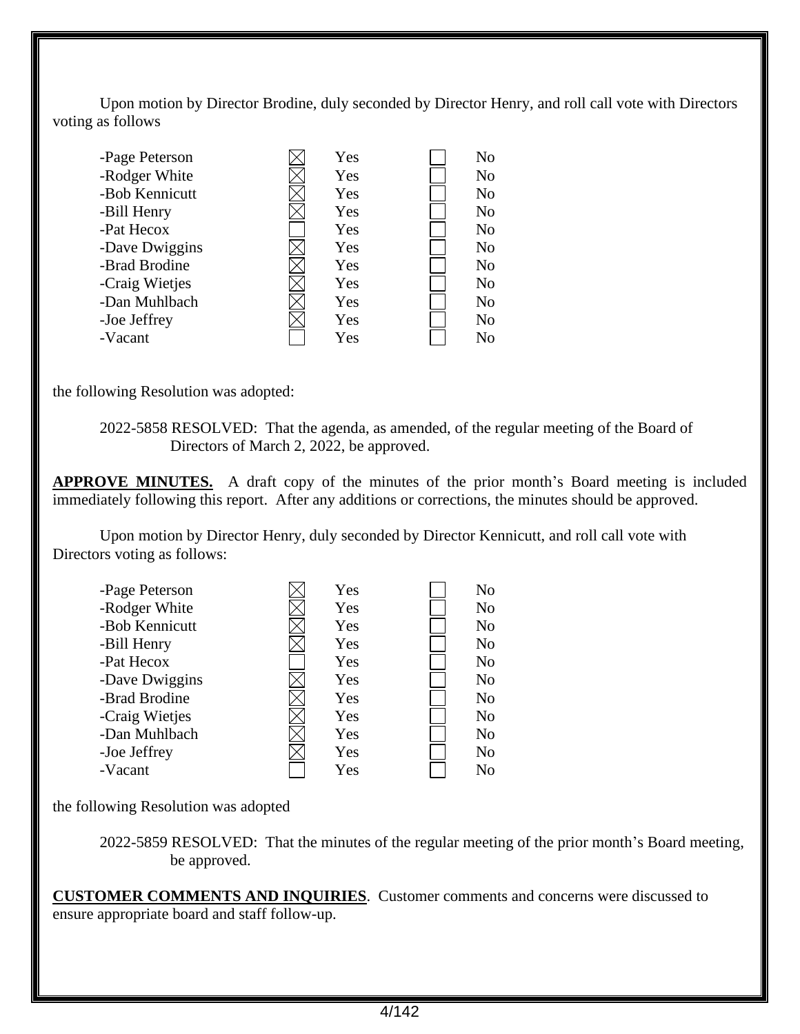Upon motion by Director Brodine, duly seconded by Director Henry, and roll call vote with Directors voting as follows

| Director | Yes | No |
| --- | --- | --- |
| -Page Peterson | ☒ | ☐ |
| -Rodger White | ☒ | ☐ |
| -Bob Kennicutt | ☒ | ☐ |
| -Bill Henry | ☒ | ☐ |
| -Pat Hecox | ☐ | ☐ |
| -Dave Dwiggins | ☒ | ☐ |
| -Brad Brodine | ☒ | ☐ |
| -Craig Wietjes | ☒ | ☐ |
| -Dan Muhlbach | ☒ | ☐ |
| -Joe Jeffrey | ☒ | ☐ |
| -Vacant | ☐ | ☐ |

the following Resolution was adopted:

2022-5858 RESOLVED: That the agenda, as amended, of the regular meeting of the Board of Directors of March 2, 2022, be approved.

**APPROVE MINUTES.** A draft copy of the minutes of the prior month's Board meeting is included immediately following this report. After any additions or corrections, the minutes should be approved.

Upon motion by Director Henry, duly seconded by Director Kennicutt, and roll call vote with Directors voting as follows:

| Director | Yes | No |
| --- | --- | --- |
| -Page Peterson | ☒ | ☐ |
| -Rodger White | ☒ | ☐ |
| -Bob Kennicutt | ☒ | ☐ |
| -Bill Henry | ☒ | ☐ |
| -Pat Hecox | ☐ | ☐ |
| -Dave Dwiggins | ☒ | ☐ |
| -Brad Brodine | ☒ | ☐ |
| -Craig Wietjes | ☒ | ☐ |
| -Dan Muhlbach | ☒ | ☐ |
| -Joe Jeffrey | ☒ | ☐ |
| -Vacant | ☐ | ☐ |

the following Resolution was adopted

2022-5859 RESOLVED: That the minutes of the regular meeting of the prior month's Board meeting, be approved.

**CUSTOMER COMMENTS AND INQUIRIES**. Customer comments and concerns were discussed to ensure appropriate board and staff follow-up.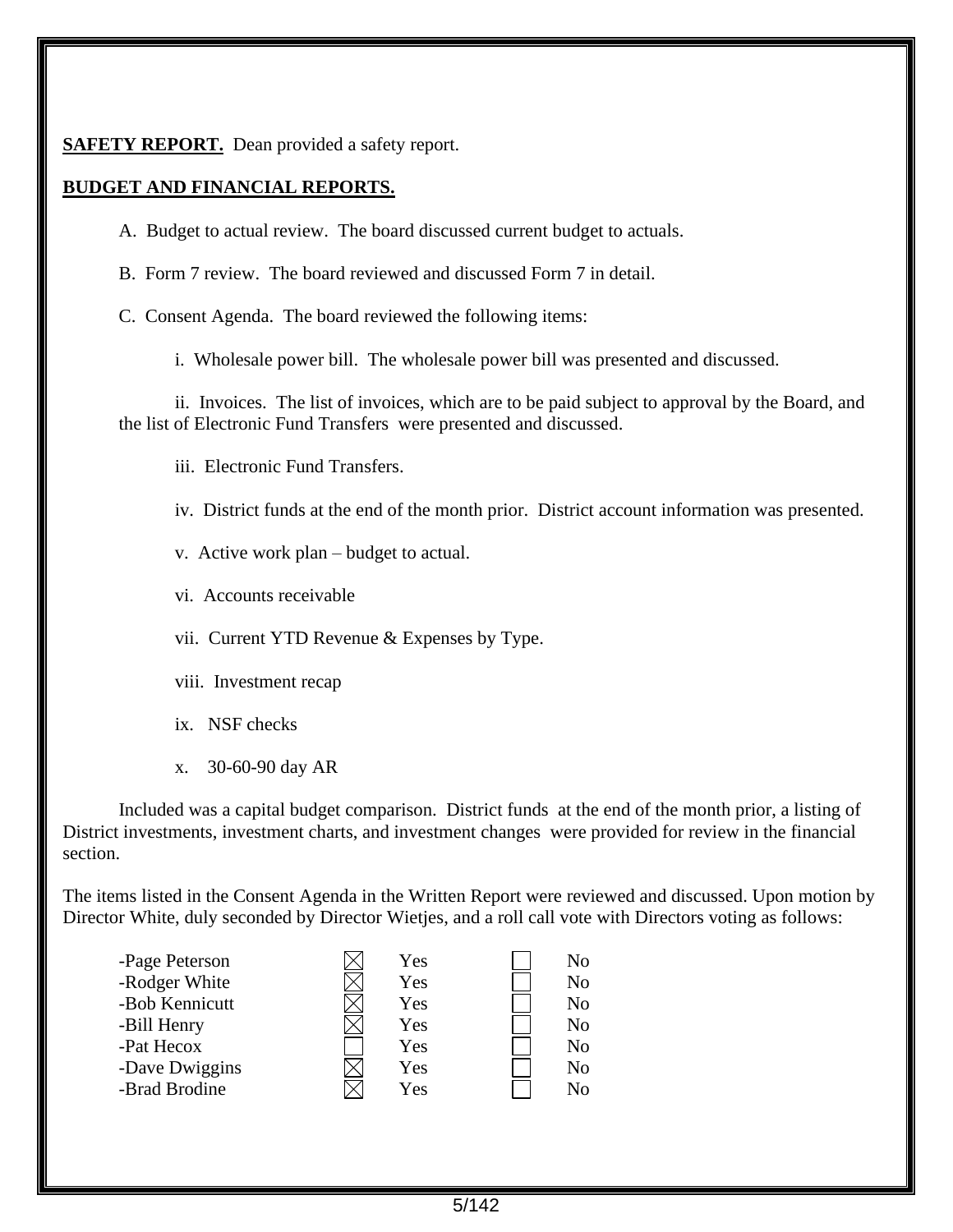**SAFETY REPORT.** Dean provided a safety report.

**BUDGET AND FINANCIAL REPORTS.**

A. Budget to actual review. The board discussed current budget to actuals.

B. Form 7 review. The board reviewed and discussed Form 7 in detail.

C. Consent Agenda. The board reviewed the following items:

i. Wholesale power bill. The wholesale power bill was presented and discussed.

ii. Invoices. The list of invoices, which are to be paid subject to approval by the Board, and the list of Electronic Fund Transfers were presented and discussed.

iii. Electronic Fund Transfers.

iv. District funds at the end of the month prior. District account information was presented.

v. Active work plan – budget to actual.

vi. Accounts receivable

vii. Current YTD Revenue & Expenses by Type.

viii. Investment recap

ix. NSF checks

x. 30-60-90 day AR

Included was a capital budget comparison. District funds at the end of the month prior, a listing of District investments, investment charts, and investment changes were provided for review in the financial section.

The items listed in the Consent Agenda in the Written Report were reviewed and discussed. Upon motion by Director White, duly seconded by Director Wietjes, and a roll call vote with Directors voting as follows:

| Director | Yes | No |
|---|---|---|
| -Page Peterson | ☒ Yes | ☐ No |
| -Rodger White | ☒ Yes | ☐ No |
| -Bob Kennicutt | ☒ Yes | ☐ No |
| -Bill Henry | ☒ Yes | ☐ No |
| -Pat Hecox | ☐ Yes | ☐ No |
| -Dave Dwiggins | ☒ Yes | ☐ No |
| -Brad Brodine | ☒ Yes | ☐ No |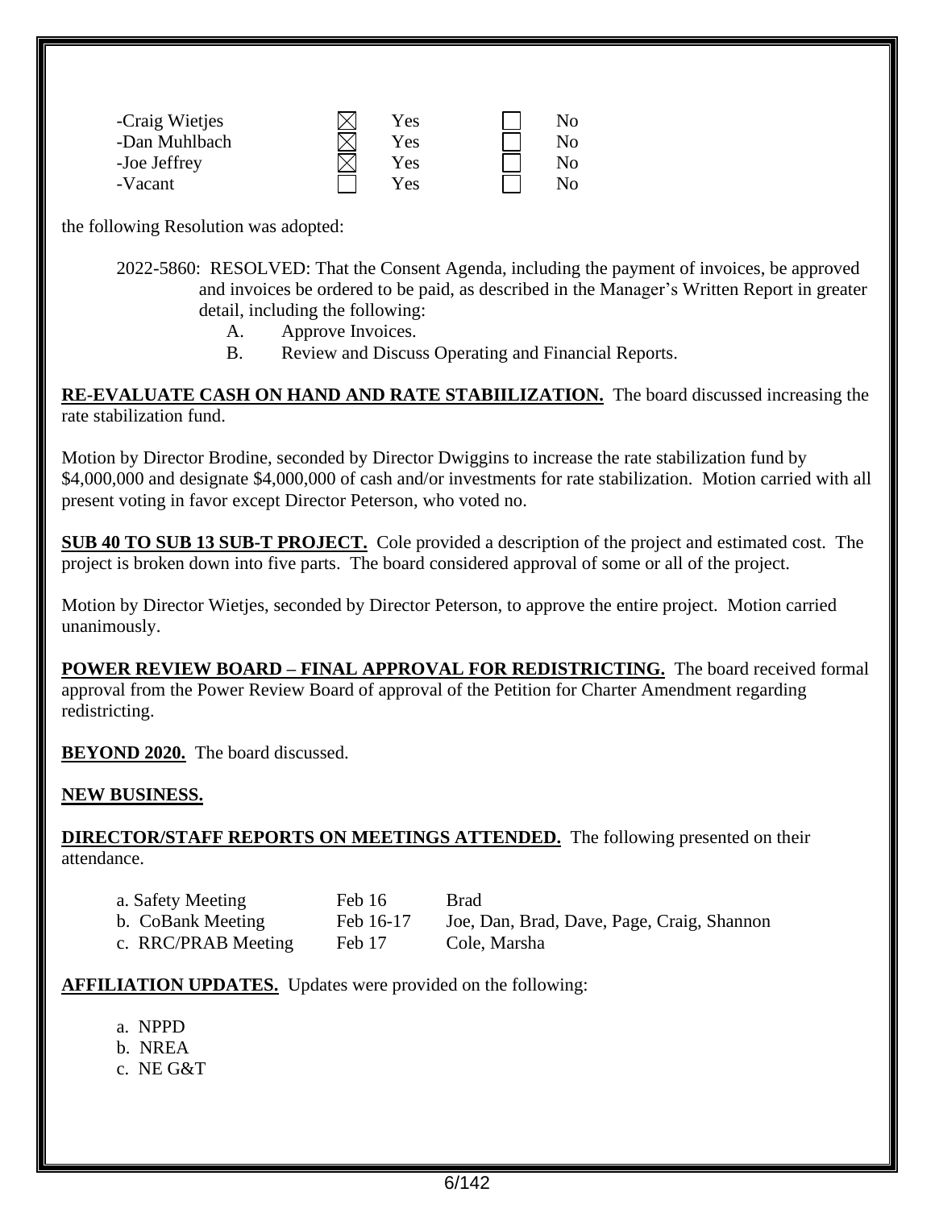| | | | | |
|---|---|---|---|---|
| -Craig Wietjes | ☒ | Yes | ☐ | No |
| -Dan Muhlbach | ☒ | Yes | ☐ | No |
| -Joe Jeffrey | ☒ | Yes | ☐ | No |
| -Vacant | ☐ | Yes | ☐ | No |

the following Resolution was adopted:

2022-5860: RESOLVED: That the Consent Agenda, including the payment of invoices, be approved and invoices be ordered to be paid, as described in the Manager's Written Report in greater detail, including the following:

A. Approve Invoices.

B. Review and Discuss Operating and Financial Reports.

**RE-EVALUATE CASH ON HAND AND RATE STABIILIZATION.** The board discussed increasing the rate stabilization fund.

Motion by Director Brodine, seconded by Director Dwiggins to increase the rate stabilization fund by $4,000,000 and designate $4,000,000 of cash and/or investments for rate stabilization. Motion carried with all present voting in favor except Director Peterson, who voted no.

**SUB 40 TO SUB 13 SUB-T PROJECT.** Cole provided a description of the project and estimated cost. The project is broken down into five parts. The board considered approval of some or all of the project.

Motion by Director Wietjes, seconded by Director Peterson, to approve the entire project. Motion carried unanimously.

**POWER REVIEW BOARD – FINAL APPROVAL FOR REDISTRICTING.** The board received formal approval from the Power Review Board of approval of the Petition for Charter Amendment regarding redistricting.

**BEYOND 2020.** The board discussed.

**NEW BUSINESS.**

**DIRECTOR/STAFF REPORTS ON MEETINGS ATTENDED.** The following presented on their attendance.

| | | |
|---|---|---|
| a. Safety Meeting | Feb 16 | Brad |
| b. CoBank Meeting | Feb 16-17 | Joe, Dan, Brad, Dave, Page, Craig, Shannon |
| c. RRC/PRAB Meeting | Feb 17 | Cole, Marsha |

**AFFILIATION UPDATES.** Updates were provided on the following:

a. NPPD

b. NREA

c. NE G&T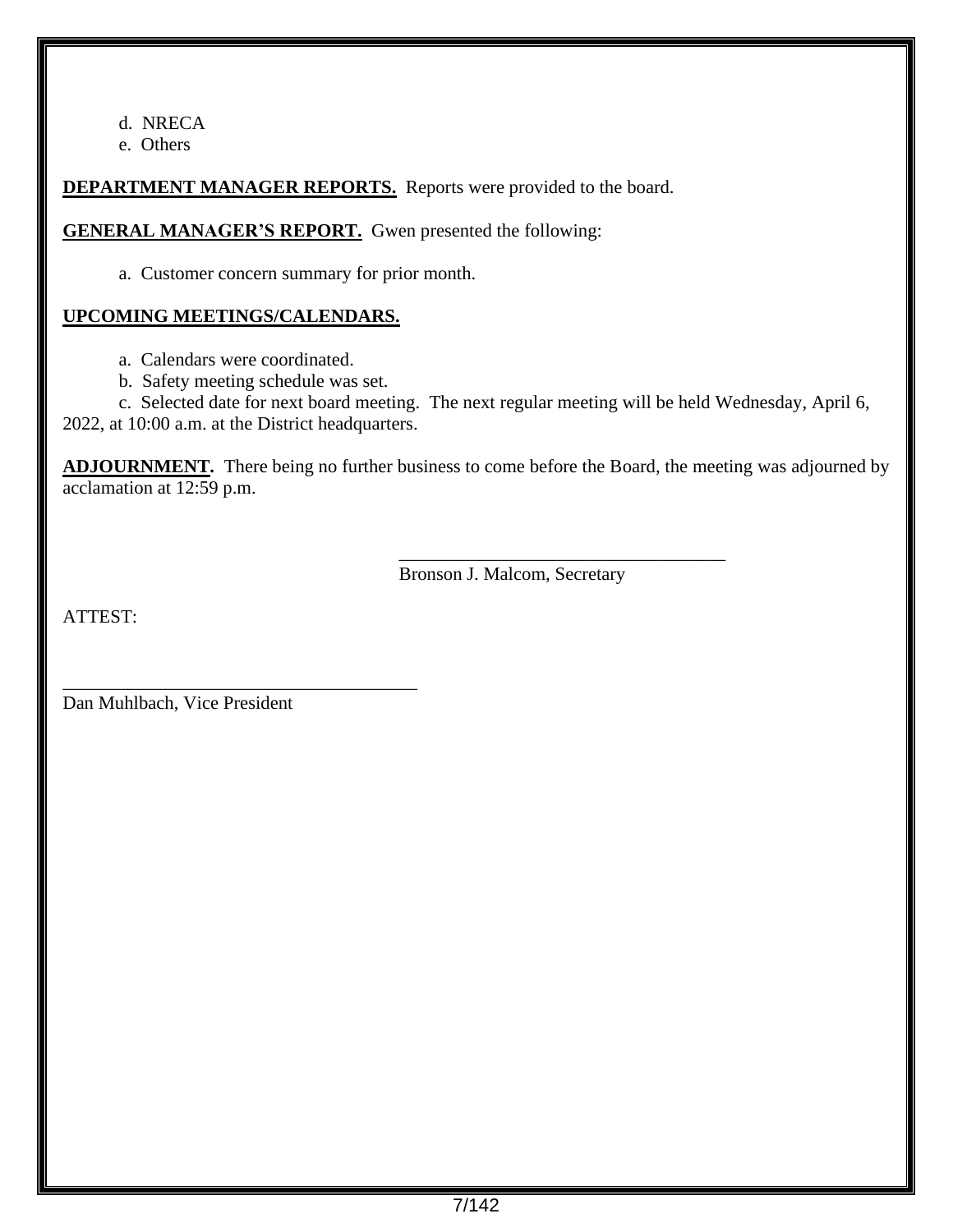d. NRECA
e. Others

**DEPARTMENT MANAGER REPORTS.** Reports were provided to the board.

**GENERAL MANAGER'S REPORT.** Gwen presented the following:

a. Customer concern summary for prior month.

**UPCOMING MEETINGS/CALENDARS.**

a. Calendars were coordinated.
b. Safety meeting schedule was set.
c. Selected date for next board meeting. The next regular meeting will be held Wednesday, April 6, 2022, at 10:00 a.m. at the District headquarters.

**ADJOURNMENT.** There being no further business to come before the Board, the meeting was adjourned by acclamation at 12:59 p.m.

\_\_\_\_\_\_\_\_\_\_\_\_\_\_\_\_\_\_\_\_\_\_\_\_\_\_\_\_\_\_\_\_\_\_\_\_
Bronson J. Malcom, Secretary

ATTEST:

\_\_\_\_\_\_\_\_\_\_\_\_\_\_\_\_\_\_\_\_\_\_\_\_\_\_\_\_\_\_\_\_\_\_\_\_\_\_\_
Dan Muhlbach, Vice President